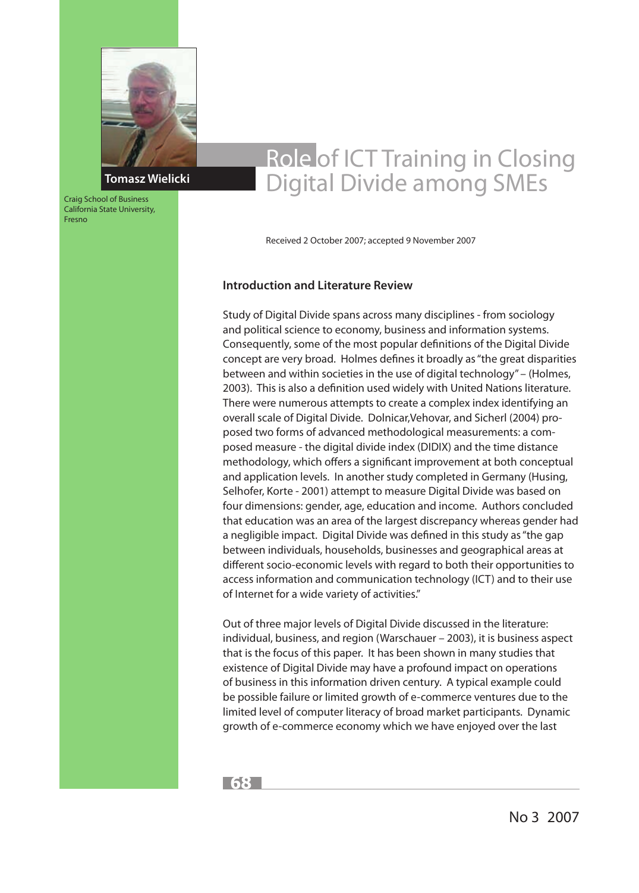**Tomasz Wielicki**

Craig School of Business
California State University,
Fresno

# Role of ICT Training in Closing Digital Divide among SMEs

Received 2 October 2007; accepted 9 November 2007

## Introduction and Literature Review

Study of Digital Divide spans across many disciplines - from sociology and political science to economy, business and information systems. Consequently, some of the most popular definitions of the Digital Divide concept are very broad. Holmes defines it broadly as "the great disparities between and within societies in the use of digital technology" – (Holmes, 2003). This is also a definition used widely with United Nations literature. There were numerous attempts to create a complex index identifying an overall scale of Digital Divide. Dolnicar,Vehovar, and Sicherl (2004) proposed two forms of advanced methodological measurements: a composed measure - the digital divide index (DIDIX) and the time distance methodology, which offers a significant improvement at both conceptual and application levels. In another study completed in Germany (Husing, Selhofer, Korte - 2001) attempt to measure Digital Divide was based on four dimensions: gender, age, education and income. Authors concluded that education was an area of the largest discrepancy whereas gender had a negligible impact. Digital Divide was defined in this study as "the gap between individuals, households, businesses and geographical areas at different socio-economic levels with regard to both their opportunities to access information and communication technology (ICT) and to their use of Internet for a wide variety of activities."

Out of three major levels of Digital Divide discussed in the literature: individual, business, and region (Warschauer – 2003), it is business aspect that is the focus of this paper. It has been shown in many studies that existence of Digital Divide may have a profound impact on operations of business in this information driven century. A typical example could be possible failure or limited growth of e-commerce ventures due to the limited level of computer literacy of broad market participants. Dynamic growth of e-commerce economy which we have enjoyed over the last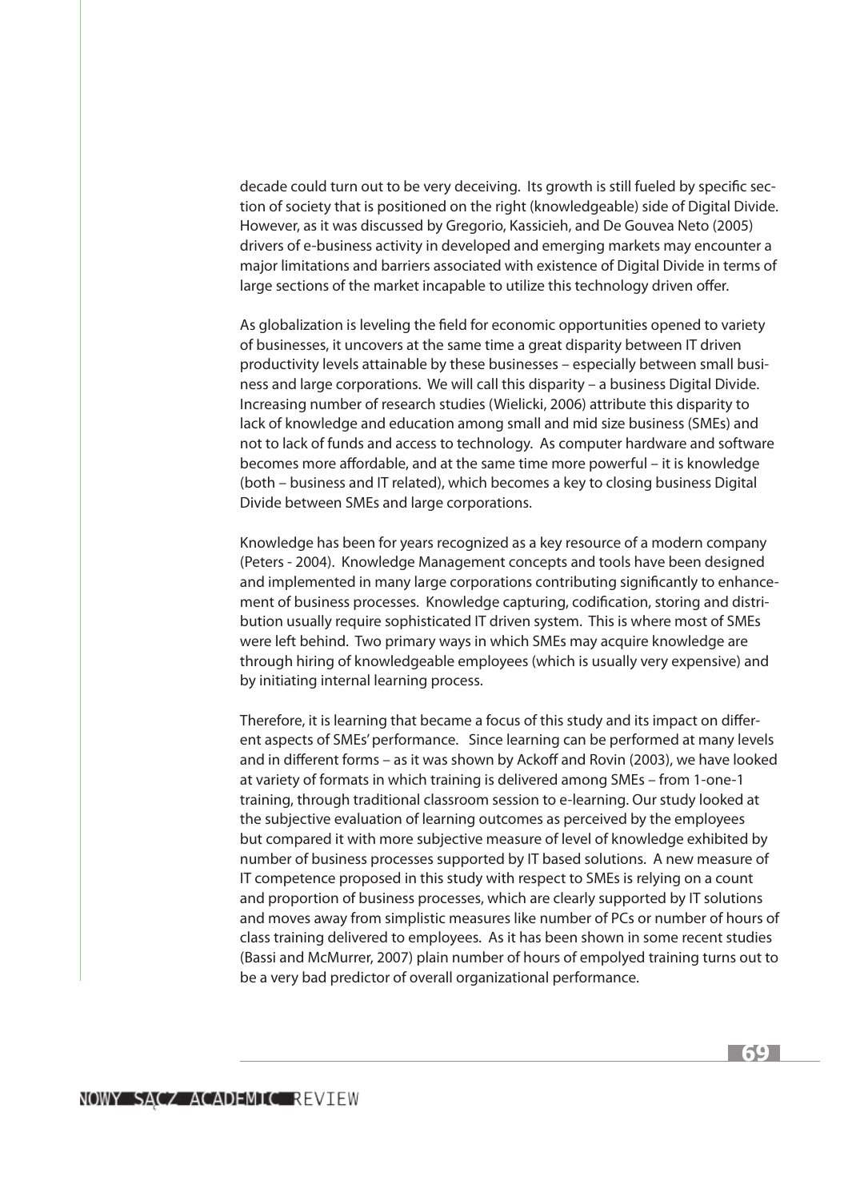decade could turn out to be very deceiving. Its growth is still fueled by specific section of society that is positioned on the right (knowledgeable) side of Digital Divide. However, as it was discussed by Gregorio, Kassicieh, and De Gouvea Neto (2005) drivers of e-business activity in developed and emerging markets may encounter a major limitations and barriers associated with existence of Digital Divide in terms of large sections of the market incapable to utilize this technology driven offer.

As globalization is leveling the field for economic opportunities opened to variety of businesses, it uncovers at the same time a great disparity between IT driven productivity levels attainable by these businesses – especially between small business and large corporations. We will call this disparity – a business Digital Divide. Increasing number of research studies (Wielicki, 2006) attribute this disparity to lack of knowledge and education among small and mid size business (SMEs) and not to lack of funds and access to technology. As computer hardware and software becomes more affordable, and at the same time more powerful – it is knowledge (both – business and IT related), which becomes a key to closing business Digital Divide between SMEs and large corporations.

Knowledge has been for years recognized as a key resource of a modern company (Peters - 2004). Knowledge Management concepts and tools have been designed and implemented in many large corporations contributing significantly to enhancement of business processes. Knowledge capturing, codification, storing and distribution usually require sophisticated IT driven system. This is where most of SMEs were left behind. Two primary ways in which SMEs may acquire knowledge are through hiring of knowledgeable employees (which is usually very expensive) and by initiating internal learning process.

Therefore, it is learning that became a focus of this study and its impact on different aspects of SMEs' performance. Since learning can be performed at many levels and in different forms – as it was shown by Ackoff and Rovin (2003), we have looked at variety of formats in which training is delivered among SMEs – from 1-one-1 training, through traditional classroom session to e-learning. Our study looked at the subjective evaluation of learning outcomes as perceived by the employees but compared it with more subjective measure of level of knowledge exhibited by number of business processes supported by IT based solutions. A new measure of IT competence proposed in this study with respect to SMEs is relying on a count and proportion of business processes, which are clearly supported by IT solutions and moves away from simplistic measures like number of PCs or number of hours of class training delivered to employees. As it has been shown in some recent studies (Bassi and McMurrer, 2007) plain number of hours of empolyed training turns out to be a very bad predictor of overall organizational performance.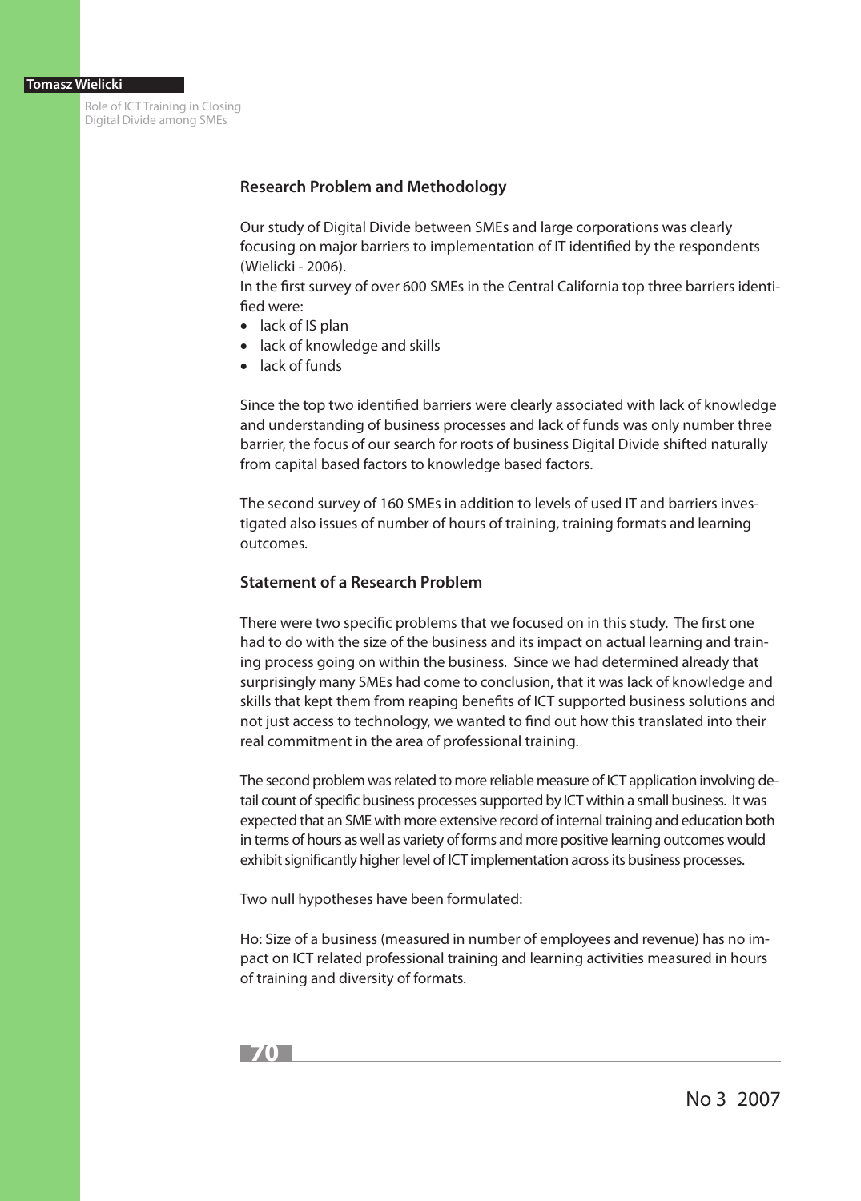## Research Problem and Methodology

Our study of Digital Divide between SMEs and large corporations was clearly focusing on major barriers to implementation of IT identified by the respondents (Wielicki - 2006).

In the first survey of over 600 SMEs in the Central California top three barriers identified were:

- lack of IS plan
- lack of knowledge and skills
- lack of funds

Since the top two identified barriers were clearly associated with lack of knowledge and understanding of business processes and lack of funds was only number three barrier, the focus of our search for roots of business Digital Divide shifted naturally from capital based factors to knowledge based factors.

The second survey of 160 SMEs in addition to levels of used IT and barriers investigated also issues of number of hours of training, training formats and learning outcomes.

## Statement of a Research Problem

There were two specific problems that we focused on in this study. The first one had to do with the size of the business and its impact on actual learning and training process going on within the business. Since we had determined already that surprisingly many SMEs had come to conclusion, that it was lack of knowledge and skills that kept them from reaping benefits of ICT supported business solutions and not just access to technology, we wanted to find out how this translated into their real commitment in the area of professional training.

The second problem was related to more reliable measure of ICT application involving detail count of specific business processes supported by ICT within a small business. It was expected that an SME with more extensive record of internal training and education both in terms of hours as well as variety of forms and more positive learning outcomes would exhibit significantly higher level of ICT implementation across its business processes.

Two null hypotheses have been formulated:

Ho: Size of a business (measured in number of employees and revenue) has no impact on ICT related professional training and learning activities measured in hours of training and diversity of formats.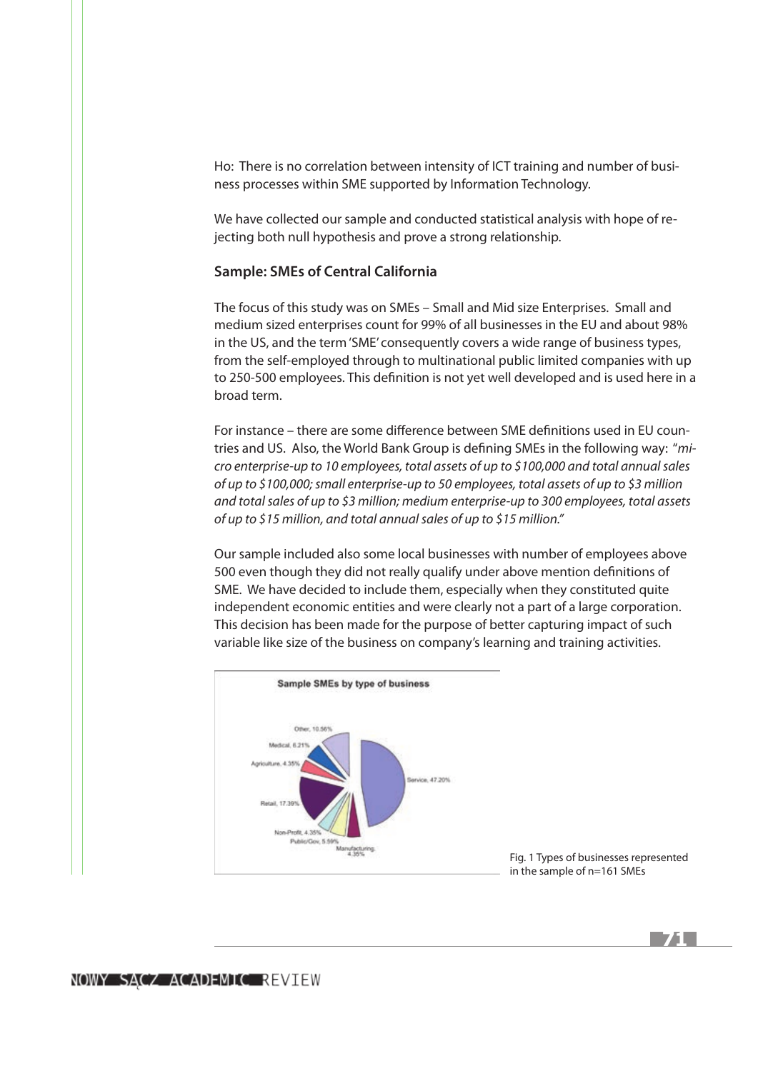Ho: There is no correlation between intensity of ICT training and number of business processes within SME supported by Information Technology.

We have collected our sample and conducted statistical analysis with hope of rejecting both null hypothesis and prove a strong relationship.

### Sample: SMEs of Central California

The focus of this study was on SMEs – Small and Mid size Enterprises. Small and medium sized enterprises count for 99% of all businesses in the EU and about 98% in the US, and the term 'SME' consequently covers a wide range of business types, from the self-employed through to multinational public limited companies with up to 250-500 employees. This definition is not yet well developed and is used here in a broad term.

For instance – there are some difference between SME definitions used in EU countries and US. Also, the World Bank Group is defining SMEs in the following way: "*micro enterprise-up to 10 employees, total assets of up to $100,000 and total annual sales of up to $100,000; small enterprise-up to 50 employees, total assets of up to $3 million and total sales of up to $3 million; medium enterprise-up to 300 employees, total assets of up to $15 million, and total annual sales of up to $15 million.*"

Our sample included also some local businesses with number of employees above 500 even though they did not really qualify under above mention definitions of SME. We have decided to include them, especially when they constituted quite independent economic entities and were clearly not a part of a large corporation. This decision has been made for the purpose of better capturing impact of such variable like size of the business on company's learning and training activities.

Fig. 1 Types of businesses represented in the sample of n=161 SMEs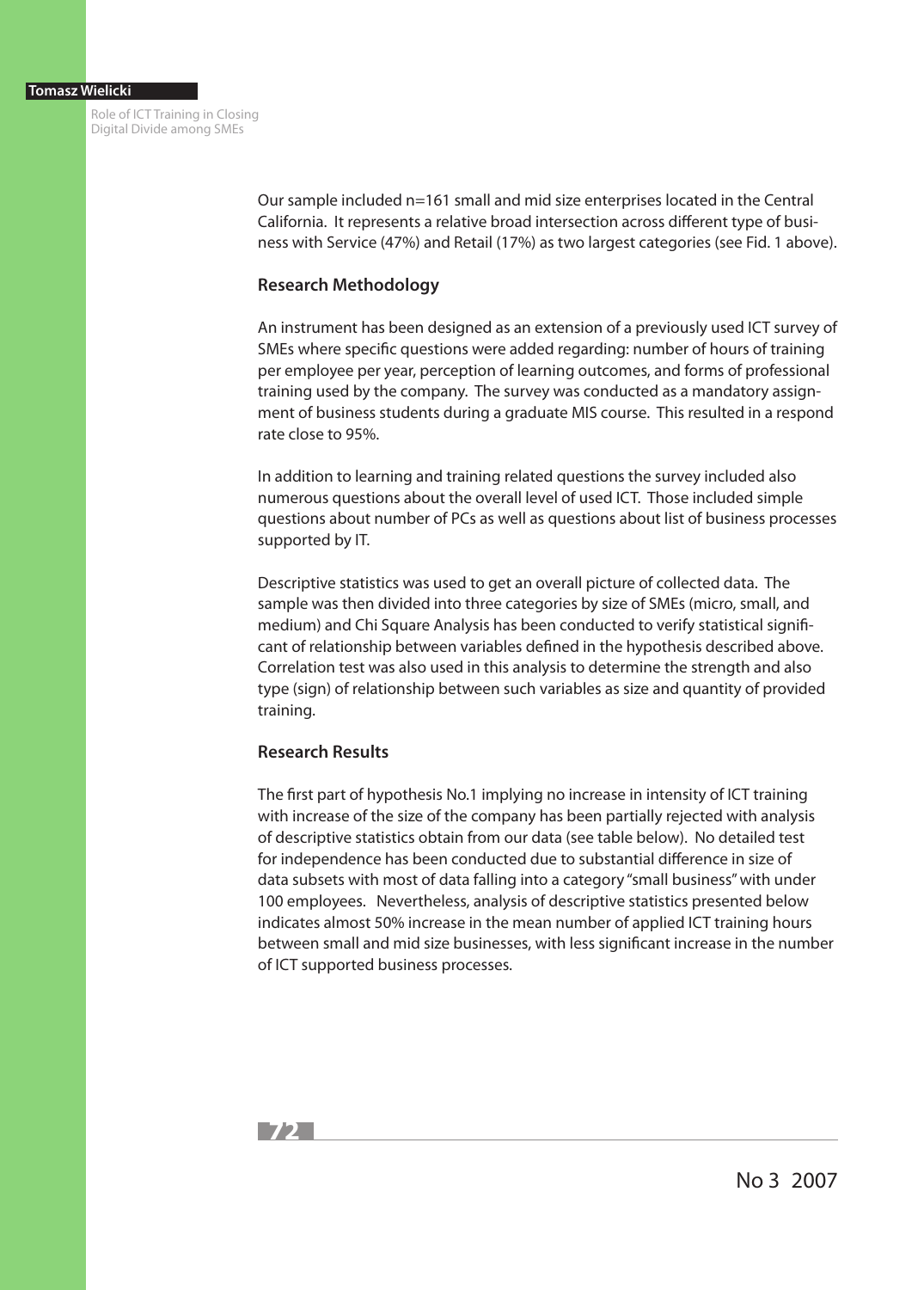Our sample included n=161 small and mid size enterprises located in the Central California. It represents a relative broad intersection across different type of business with Service (47%) and Retail (17%) as two largest categories (see Fid. 1 above).

### Research Methodology

An instrument has been designed as an extension of a previously used ICT survey of SMEs where specific questions were added regarding: number of hours of training per employee per year, perception of learning outcomes, and forms of professional training used by the company. The survey was conducted as a mandatory assignment of business students during a graduate MIS course. This resulted in a respond rate close to 95%.

In addition to learning and training related questions the survey included also numerous questions about the overall level of used ICT. Those included simple questions about number of PCs as well as questions about list of business processes supported by IT.

Descriptive statistics was used to get an overall picture of collected data. The sample was then divided into three categories by size of SMEs (micro, small, and medium) and Chi Square Analysis has been conducted to verify statistical significant of relationship between variables defined in the hypothesis described above. Correlation test was also used in this analysis to determine the strength and also type (sign) of relationship between such variables as size and quantity of provided training.

### Research Results

The first part of hypothesis No.1 implying no increase in intensity of ICT training with increase of the size of the company has been partially rejected with analysis of descriptive statistics obtain from our data (see table below). No detailed test for independence has been conducted due to substantial difference in size of data subsets with most of data falling into a category "small business" with under 100 employees. Nevertheless, analysis of descriptive statistics presented below indicates almost 50% increase in the mean number of applied ICT training hours between small and mid size businesses, with less significant increase in the number of ICT supported business processes.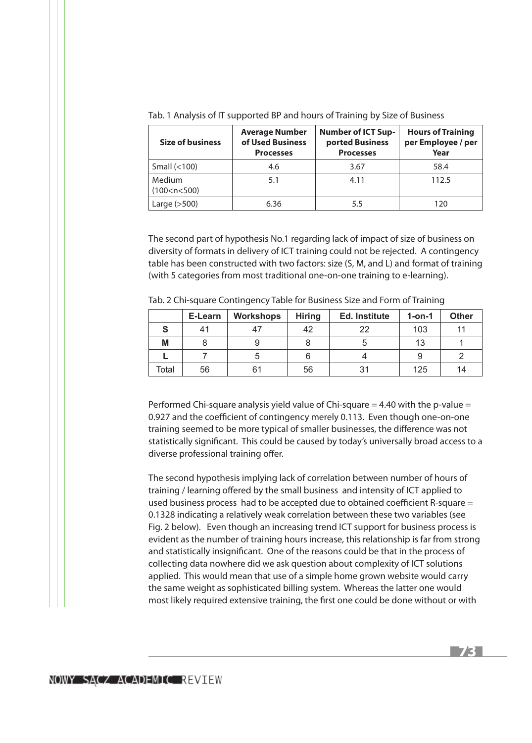Tab. 1 Analysis of IT supported BP and hours of Training by Size of Business

| Size of business | Average Number of Used Business Processes | Number of ICT Supported Business Processes | Hours of Training per Employee / per Year |
|---|---|---|---|
| Small (<100) | 4.6 | 3.67 | 58.4 |
| Medium (100<n<500) | 5.1 | 4.11 | 112.5 |
| Large (>500) | 6.36 | 5.5 | 120 |

The second part of hypothesis No.1 regarding lack of impact of size of business on diversity of formats in delivery of ICT training could not be rejected. A contingency table has been constructed with two factors: size (S, M, and L) and format of training (with 5 categories from most traditional one-on-one training to e-learning).

Tab. 2 Chi-square Contingency Table for Business Size and Form of Training

| | E-Learn | Workshops | Hiring | Ed. Institute | 1-on-1 | Other |
|---|---|---|---|---|---|---|
| **S** | 41 | 47 | 42 | 22 | 103 | 11 |
| **M** | 8 | 9 | 8 | 5 | 13 | 1 |
| **L** | 7 | 5 | 6 | 4 | 9 | 2 |
| Total | 56 | 61 | 56 | 31 | 125 | 14 |

Performed Chi-square analysis yield value of Chi-square = 4.40 with the p-value = 0.927 and the coefficient of contingency merely 0.113. Even though one-on-one training seemed to be more typical of smaller businesses, the difference was not statistically significant. This could be caused by today's universally broad access to a diverse professional training offer.

The second hypothesis implying lack of correlation between number of hours of training / learning offered by the small business and intensity of ICT applied to used business process had to be accepted due to obtained coefficient R-square = 0.1328 indicating a relatively weak correlation between these two variables (see Fig. 2 below). Even though an increasing trend ICT support for business process is evident as the number of training hours increase, this relationship is far from strong and statistically insignificant. One of the reasons could be that in the process of collecting data nowhere did we ask question about complexity of ICT solutions applied. This would mean that use of a simple home grown website would carry the same weight as sophisticated billing system. Whereas the latter one would most likely required extensive training, the first one could be done without or with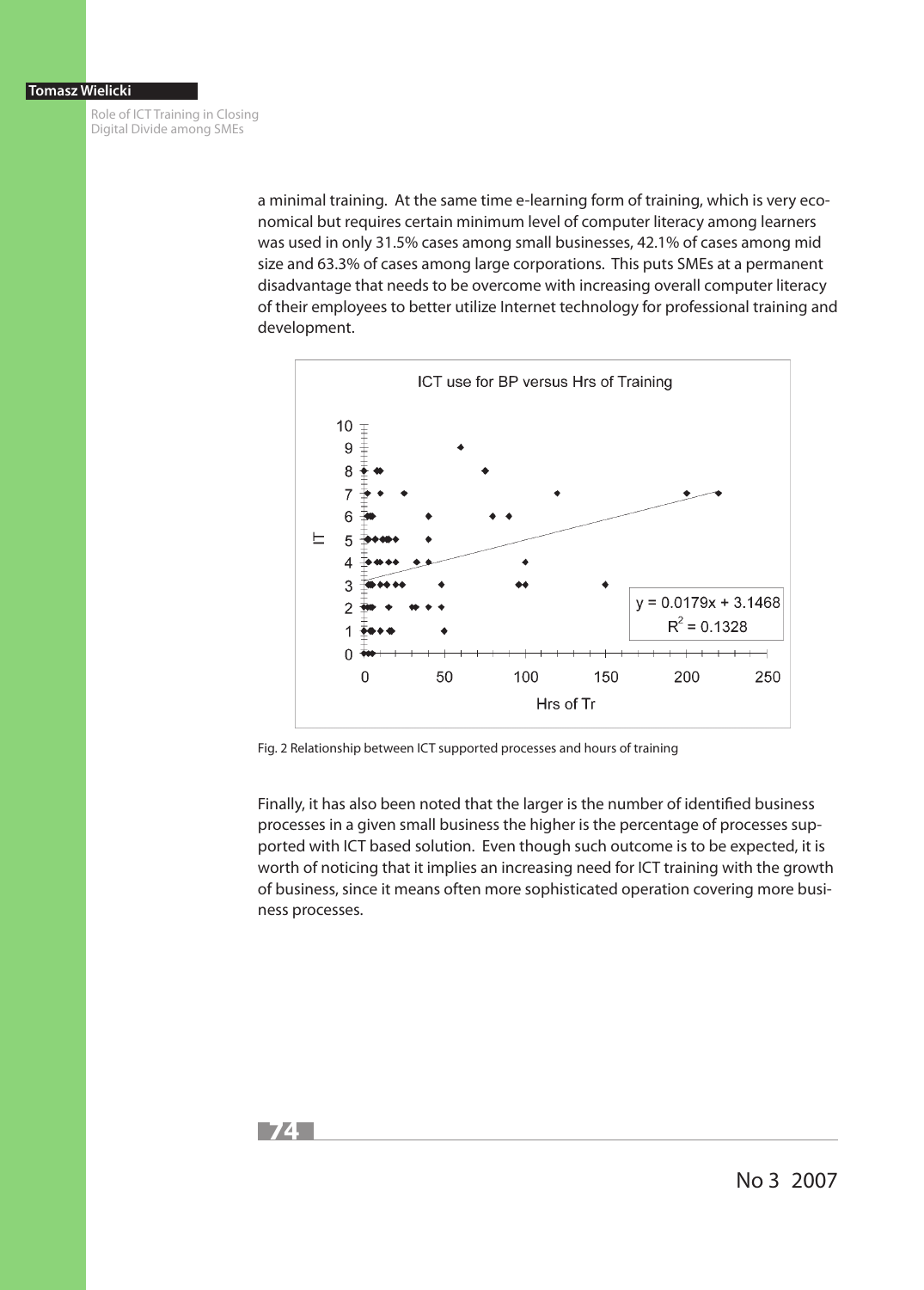a minimal training. At the same time e-learning form of training, which is very economical but requires certain minimum level of computer literacy among learners was used in only 31.5% cases among small businesses, 42.1% of cases among mid size and 63.3% of cases among large corporations. This puts SMEs at a permanent disadvantage that needs to be overcome with increasing overall computer literacy of their employees to better utilize Internet technology for professional training and development.

Fig. 2 Relationship between ICT supported processes and hours of training

Finally, it has also been noted that the larger is the number of identified business processes in a given small business the higher is the percentage of processes supported with ICT based solution. Even though such outcome is to be expected, it is worth of noticing that it implies an increasing need for ICT training with the growth of business, since it means often more sophisticated operation covering more business processes.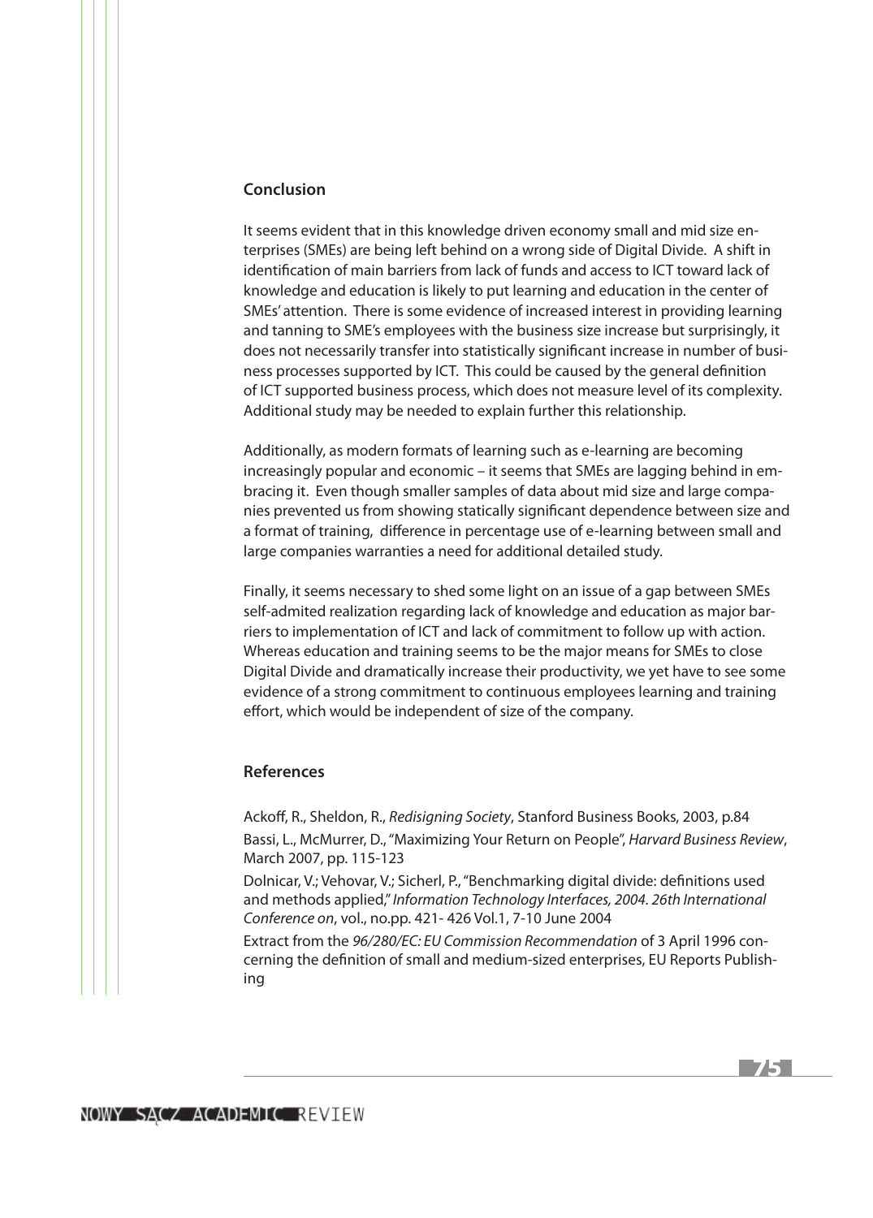## Conclusion

It seems evident that in this knowledge driven economy small and mid size enterprises (SMEs) are being left behind on a wrong side of Digital Divide. A shift in identification of main barriers from lack of funds and access to ICT toward lack of knowledge and education is likely to put learning and education in the center of SMEs' attention. There is some evidence of increased interest in providing learning and tanning to SME's employees with the business size increase but surprisingly, it does not necessarily transfer into statistically significant increase in number of business processes supported by ICT. This could be caused by the general definition of ICT supported business process, which does not measure level of its complexity. Additional study may be needed to explain further this relationship.

Additionally, as modern formats of learning such as e-learning are becoming increasingly popular and economic – it seems that SMEs are lagging behind in embracing it. Even though smaller samples of data about mid size and large companies prevented us from showing statically significant dependence between size and a format of training, difference in percentage use of e-learning between small and large companies warranties a need for additional detailed study.

Finally, it seems necessary to shed some light on an issue of a gap between SMEs self-admited realization regarding lack of knowledge and education as major barriers to implementation of ICT and lack of commitment to follow up with action. Whereas education and training seems to be the major means for SMEs to close Digital Divide and dramatically increase their productivity, we yet have to see some evidence of a strong commitment to continuous employees learning and training effort, which would be independent of size of the company.

## References

Ackoff, R., Sheldon, R., *Redisigning Society*, Stanford Business Books, 2003, p.84

Bassi, L., McMurrer, D., "Maximizing Your Return on People", *Harvard Business Review*, March 2007, pp. 115-123

Dolnicar, V.; Vehovar, V.; Sicherl, P., "Benchmarking digital divide: definitions used and methods applied," *Information Technology Interfaces, 2004. 26th International Conference on*, vol., no.pp. 421- 426 Vol.1, 7-10 June 2004

Extract from the *96/280/EC: EU Commission Recommendation* of 3 April 1996 concerning the definition of small and medium-sized enterprises, EU Reports Publishing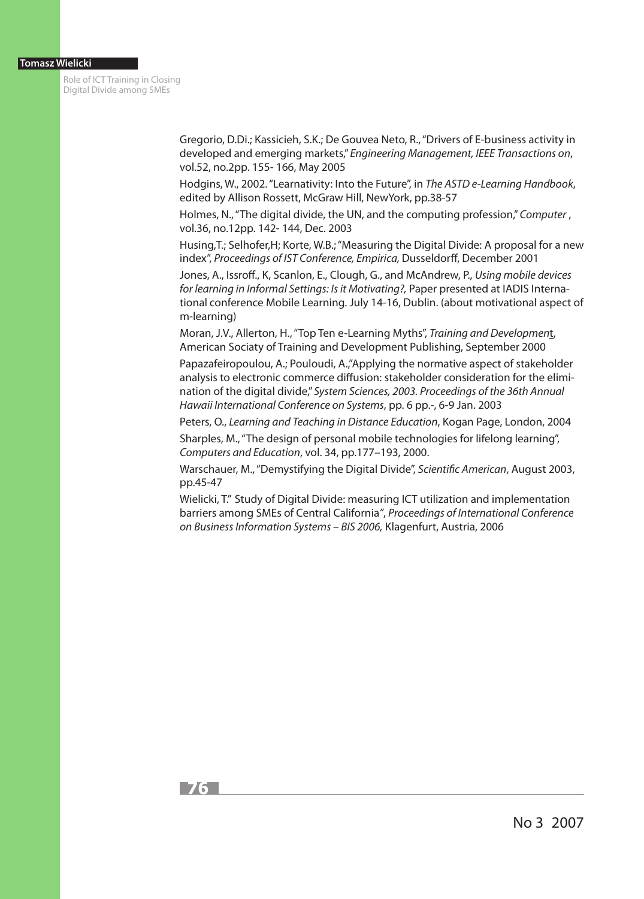Gregorio, D.Di.; Kassicieh, S.K.; De Gouvea Neto, R., "Drivers of E-business activity in developed and emerging markets," *Engineering Management, IEEE Transactions on*, vol.52, no.2pp. 155- 166, May 2005

Hodgins, W., 2002. "Learnativity: Into the Future", in *The ASTD e-Learning Handbook*, edited by Allison Rossett, McGraw Hill, NewYork, pp.38-57

Holmes, N., "The digital divide, the UN, and the computing profession," *Computer* , vol.36, no.12pp. 142- 144, Dec. 2003

Husing,T.; Selhofer,H; Korte, W.B.; "Measuring the Digital Divide: A proposal for a new index", *Proceedings of IST Conference, Empirica,* Dusseldorff, December 2001

Jones, A., Issroff., K, Scanlon, E., Clough, G., and McAndrew, P., *Using mobile devices for learning in Informal Settings: Is it Motivating?,* Paper presented at IADIS International conference Mobile Learning. July 14-16, Dublin. (about motivational aspect of m-learning)

Moran, J.V., Allerton, H., "Top Ten e-Learning Myths", *Training and Development*, American Sociaty of Training and Development Publishing, September 2000

Papazafeiropoulou, A.; Pouloudi, A.,"Applying the normative aspect of stakeholder analysis to electronic commerce diffusion: stakeholder consideration for the elimination of the digital divide," *System Sciences, 2003. Proceedings of the 36th Annual Hawaii International Conference on Systems*, pp. 6 pp.-, 6-9 Jan. 2003

Peters, O., *Learning and Teaching in Distance Education*, Kogan Page, London, 2004

Sharples, M., "The design of personal mobile technologies for lifelong learning", *Computers and Education*, vol. 34, pp.177–193, 2000.

Warschauer, M., "Demystifying the Digital Divide", *Scientific American*, August 2003, pp.45-47

Wielicki, T." Study of Digital Divide: measuring ICT utilization and implementation barriers among SMEs of Central California", *Proceedings of International Conference on Business Information Systems – BIS 2006,* Klagenfurt, Austria, 2006